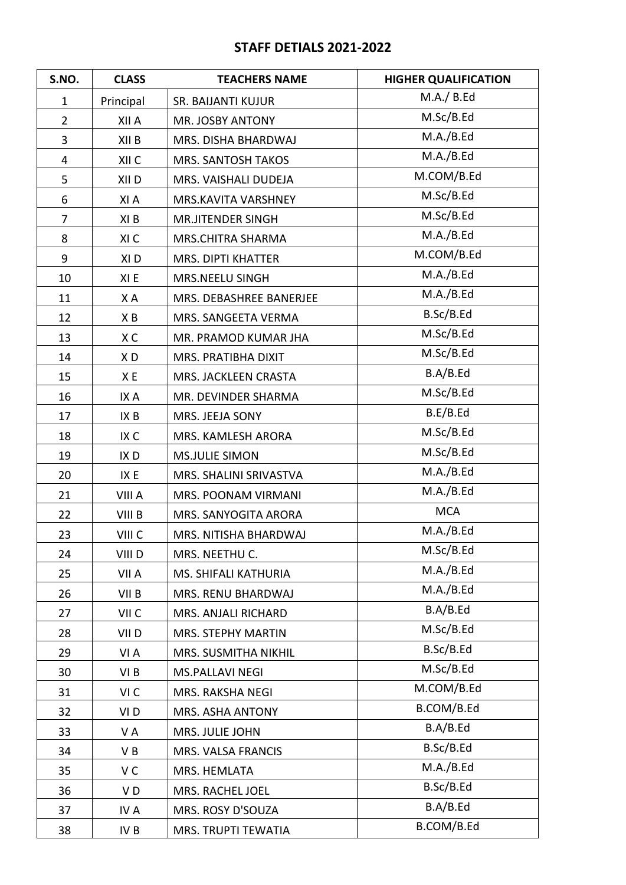## STAFF DETIALS 2021-2022

| S.NO. | CLASS | TEACHERS NAME | HIGHER QUALIFICATION |
|---|---|---|---|
| 1 | Principal | SR. BAIJANTI KUJUR | M.A./ B.Ed |
| 2 | XII A | MR. JOSBY ANTONY | M.Sc/B.Ed |
| 3 | XII B | MRS. DISHA BHARDWAJ | M.A./B.Ed |
| 4 | XII C | MRS. SANTOSH TAKOS | M.A./B.Ed |
| 5 | XII D | MRS. VAISHALI DUDEJA | M.COM/B.Ed |
| 6 | XI A | MRS.KAVITA VARSHNEY | M.Sc/B.Ed |
| 7 | XI B | MR.JITENDER SINGH | M.Sc/B.Ed |
| 8 | XI C | MRS.CHITRA SHARMA | M.A./B.Ed |
| 9 | XI D | MRS. DIPTI KHATTER | M.COM/B.Ed |
| 10 | XI E | MRS.NEELU SINGH | M.A./B.Ed |
| 11 | X A | MRS. DEBASHREE BANERJEE | M.A./B.Ed |
| 12 | X B | MRS. SANGEETA VERMA | B.Sc/B.Ed |
| 13 | X C | MR. PRAMOD KUMAR JHA | M.Sc/B.Ed |
| 14 | X D | MRS. PRATIBHA DIXIT | M.Sc/B.Ed |
| 15 | X E | MRS. JACKLEEN CRASTA | B.A/B.Ed |
| 16 | IX A | MR. DEVINDER SHARMA | M.Sc/B.Ed |
| 17 | IX B | MRS. JEEJA SONY | B.E/B.Ed |
| 18 | IX C | MRS. KAMLESH ARORA | M.Sc/B.Ed |
| 19 | IX D | MS.JULIE SIMON | M.Sc/B.Ed |
| 20 | IX E | MRS. SHALINI SRIVASTVA | M.A./B.Ed |
| 21 | VIII A | MRS. POONAM VIRMANI | M.A./B.Ed |
| 22 | VIII B | MRS. SANYOGITA ARORA | MCA |
| 23 | VIII C | MRS. NITISHA BHARDWAJ | M.A./B.Ed |
| 24 | VIII D | MRS. NEETHU C. | M.Sc/B.Ed |
| 25 | VII A | MS. SHIFALI KATHURIA | M.A./B.Ed |
| 26 | VII B | MRS. RENU BHARDWAJ | M.A./B.Ed |
| 27 | VII C | MRS. ANJALI RICHARD | B.A/B.Ed |
| 28 | VII D | MRS. STEPHY MARTIN | M.Sc/B.Ed |
| 29 | VI A | MRS. SUSMITHA NIKHIL | B.Sc/B.Ed |
| 30 | VI B | MS.PALLAVI NEGI | M.Sc/B.Ed |
| 31 | VI C | MRS. RAKSHA NEGI | M.COM/B.Ed |
| 32 | VI D | MRS. ASHA ANTONY | B.COM/B.Ed |
| 33 | V A | MRS. JULIE JOHN | B.A/B.Ed |
| 34 | V B | MRS. VALSA FRANCIS | B.Sc/B.Ed |
| 35 | V C | MRS. HEMLATA | M.A./B.Ed |
| 36 | V D | MRS. RACHEL JOEL | B.Sc/B.Ed |
| 37 | IV A | MRS. ROSY D'SOUZA | B.A/B.Ed |
| 38 | IV B | MRS. TRUPTI TEWATIA | B.COM/B.Ed |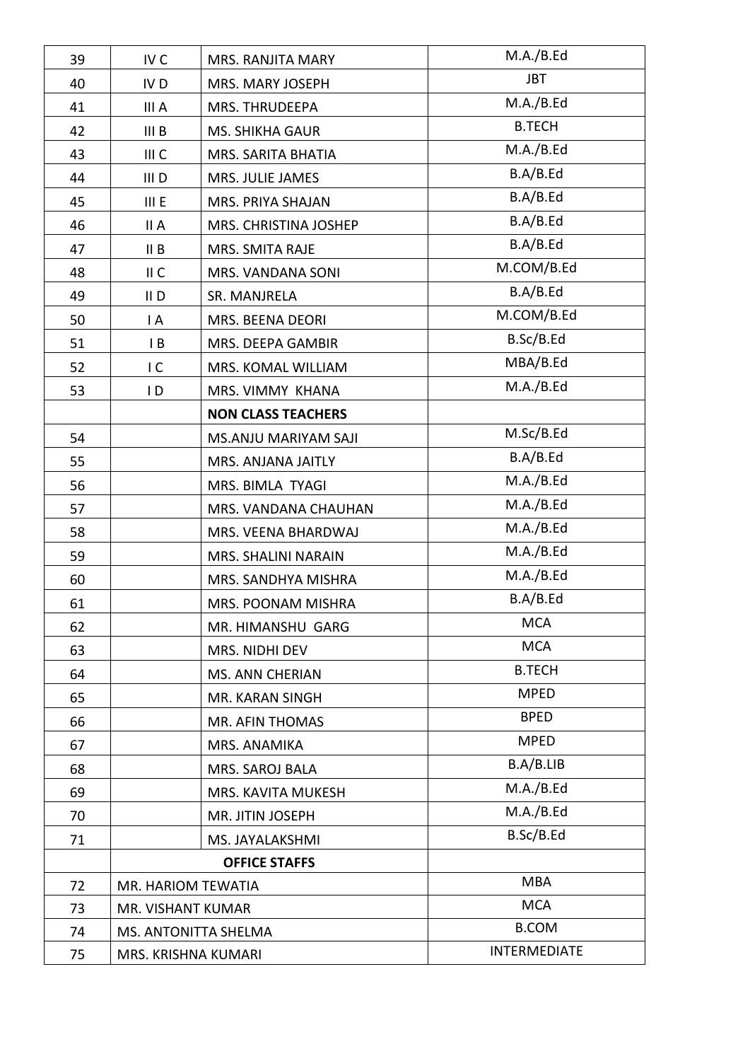| | | | |
|---|---|---|---|
| 39 | IV C | MRS. RANJITA MARY | M.A./B.Ed |
| 40 | IV D | MRS. MARY JOSEPH | JBT |
| 41 | III A | MRS. THRUDEEPA | M.A./B.Ed |
| 42 | III B | MS. SHIKHA GAUR | B.TECH |
| 43 | III C | MRS. SARITA BHATIA | M.A./B.Ed |
| 44 | III D | MRS. JULIE JAMES | B.A/B.Ed |
| 45 | III E | MRS. PRIYA SHAJAN | B.A/B.Ed |
| 46 | II A | MRS. CHRISTINA JOSHEP | B.A/B.Ed |
| 47 | II B | MRS. SMITA RAJE | B.A/B.Ed |
| 48 | II C | MRS. VANDANA SONI | M.COM/B.Ed |
| 49 | II D | SR. MANJRELA | B.A/B.Ed |
| 50 | I A | MRS. BEENA DEORI | M.COM/B.Ed |
| 51 | I B | MRS. DEEPA GAMBIR | B.Sc/B.Ed |
| 52 | I C | MRS. KOMAL WILLIAM | MBA/B.Ed |
| 53 | I D | MRS. VIMMY KHANA | M.A./B.Ed |
| | | **NON CLASS TEACHERS** | |
| 54 | | MS.ANJU MARIYAM SAJI | M.Sc/B.Ed |
| 55 | | MRS. ANJANA JAITLY | B.A/B.Ed |
| 56 | | MRS. BIMLA TYAGI | M.A./B.Ed |
| 57 | | MRS. VANDANA CHAUHAN | M.A./B.Ed |
| 58 | | MRS. VEENA BHARDWAJ | M.A./B.Ed |
| 59 | | MRS. SHALINI NARAIN | M.A./B.Ed |
| 60 | | MRS. SANDHYA MISHRA | M.A./B.Ed |
| 61 | | MRS. POONAM MISHRA | B.A/B.Ed |
| 62 | | MR. HIMANSHU GARG | MCA |
| 63 | | MRS. NIDHI DEV | MCA |
| 64 | | MS. ANN CHERIAN | B.TECH |
| 65 | | MR. KARAN SINGH | MPED |
| 66 | | MR. AFIN THOMAS | BPED |
| 67 | | MRS. ANAMIKA | MPED |
| 68 | | MRS. SAROJ BALA | B.A/B.LIB |
| 69 | | MRS. KAVITA MUKESH | M.A./B.Ed |
| 70 | | MR. JITIN JOSEPH | M.A./B.Ed |
| 71 | | MS. JAYALAKSHMI | B.Sc/B.Ed |
| | **OFFICE STAFFS** | | |
| 72 | MR. HARIOM TEWATIA | | MBA |
| 73 | MR. VISHANT KUMAR | | MCA |
| 74 | MS. ANTONITTA SHELMA | | B.COM |
| 75 | MRS. KRISHNA KUMARI | | INTERMEDIATE |